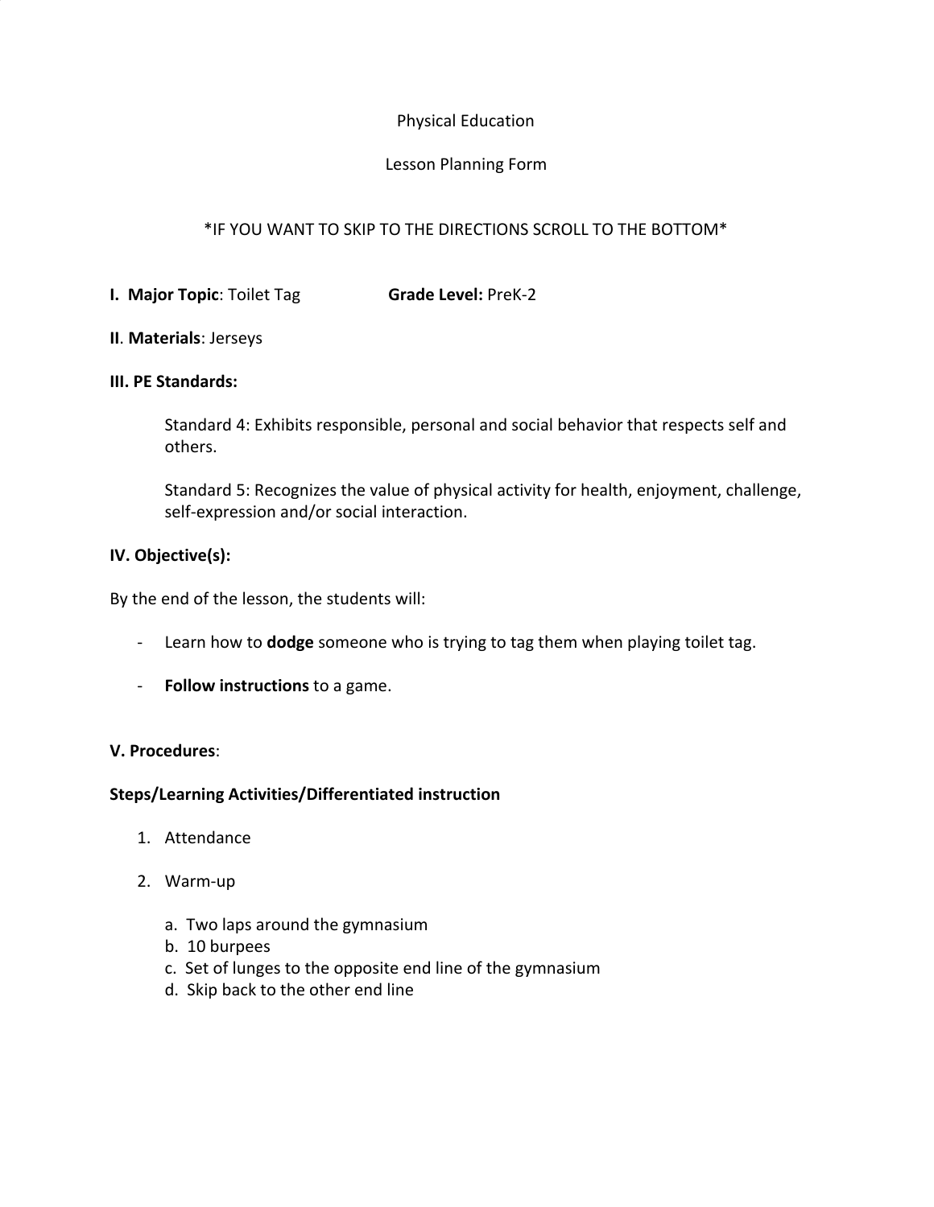Physical Education

Lesson Planning Form

*IF YOU WANT TO SKIP TO THE DIRECTIONS SCROLL TO THE BOTTOM*

**I. Major Topic**: Toilet Tag **Grade Level:** PreK-2

**II**. **Materials**: Jerseys

**III. PE Standards:**

Standard 4: Exhibits responsible, personal and social behavior that respects self and others.

Standard 5: Recognizes the value of physical activity for health, enjoyment, challenge, self-expression and/or social interaction.

**IV. Objective(s):**

By the end of the lesson, the students will:

- Learn how to **dodge** someone who is trying to tag them when playing toilet tag.
- **Follow instructions** to a game.

**V. Procedures**:

**Steps/Learning Activities/Differentiated instruction**

1. Attendance
2. Warm-up
   a. Two laps around the gymnasium
   b. 10 burpees
   c. Set of lunges to the opposite end line of the gymnasium
   d. Skip back to the other end line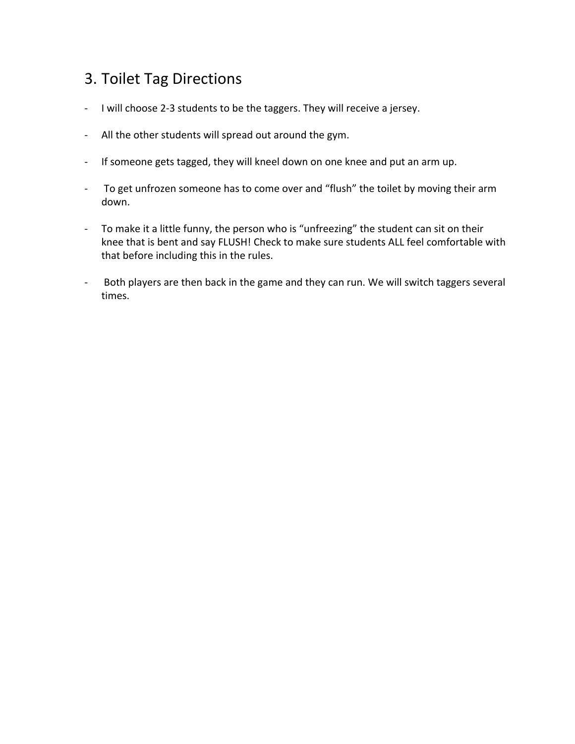## 3. Toilet Tag Directions

- I will choose 2-3 students to be the taggers. They will receive a jersey.
- All the other students will spread out around the gym.
- If someone gets tagged, they will kneel down on one knee and put an arm up.
- To get unfrozen someone has to come over and "flush" the toilet by moving their arm down.
- To make it a little funny, the person who is "unfreezing" the student can sit on their knee that is bent and say FLUSH! Check to make sure students ALL feel comfortable with that before including this in the rules.
- Both players are then back in the game and they can run. We will switch taggers several times.